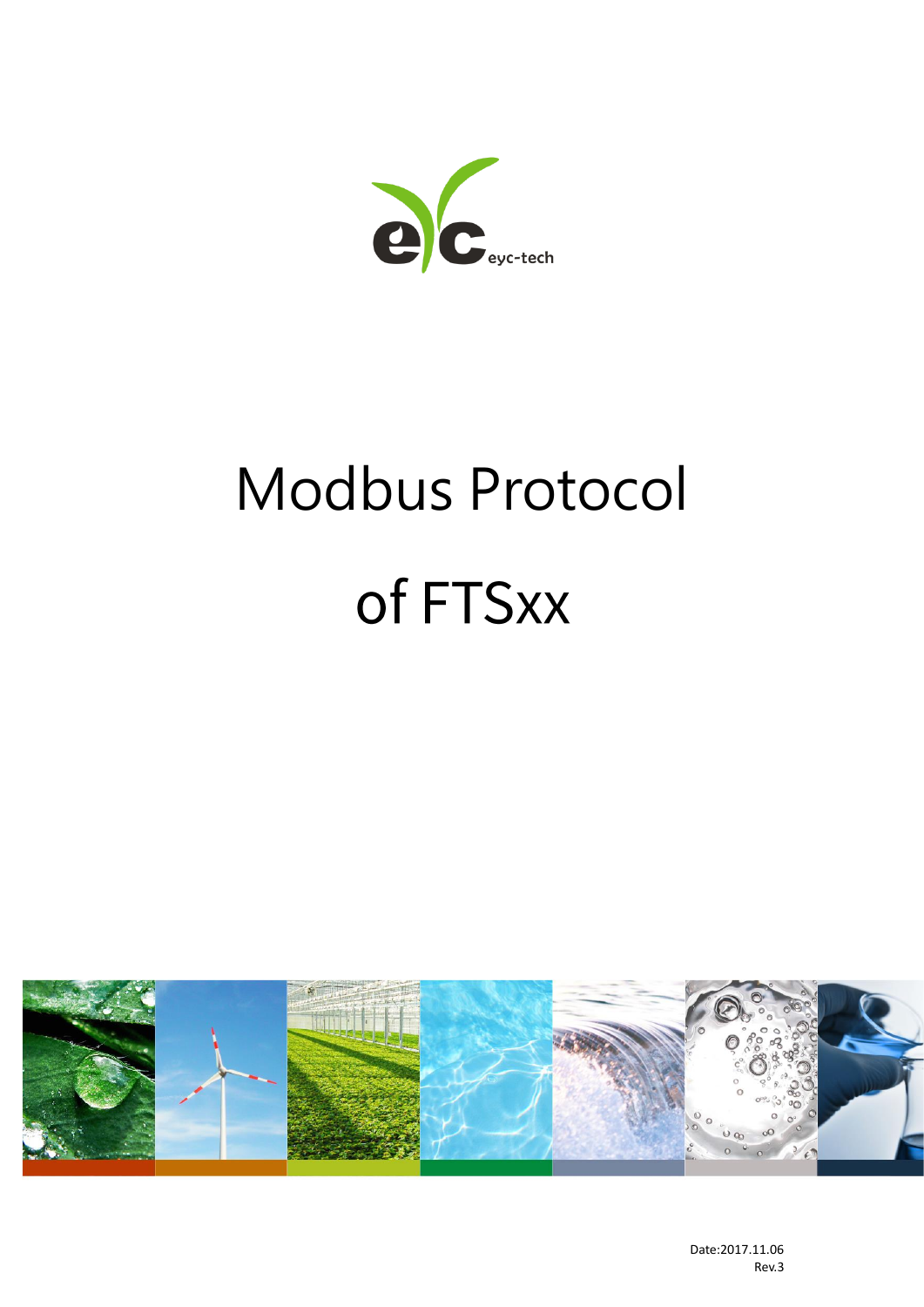eyc-tech

# Modbus Protocol

# of FTSxx

Date:2017.11.06

Rev.3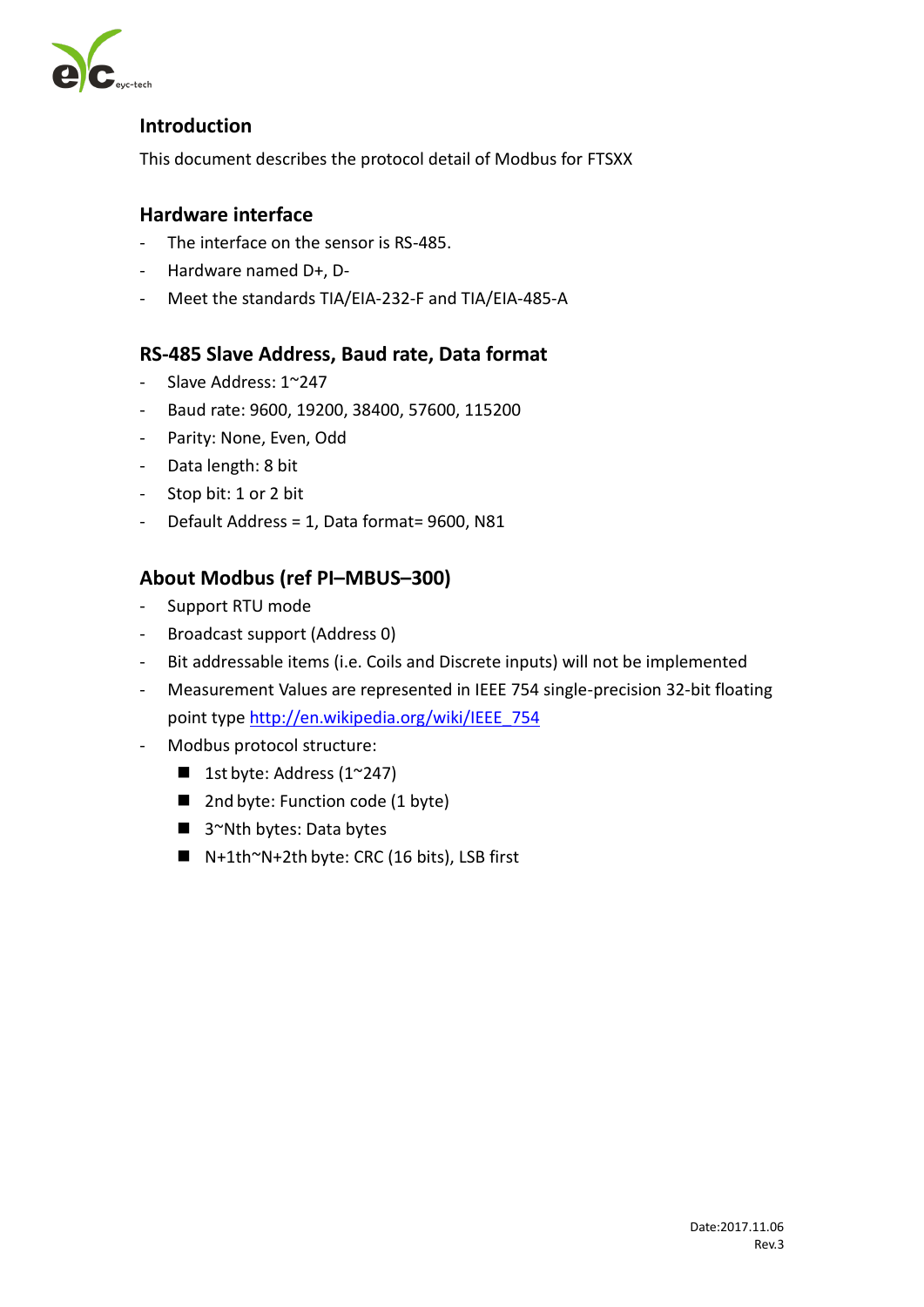## Introduction

This document describes the protocol detail of Modbus for FTSXX

## Hardware interface

- The interface on the sensor is RS-485.
- Hardware named D+, D-
- Meet the standards TIA/EIA-232-F and TIA/EIA-485-A

## RS-485 Slave Address, Baud rate, Data format

- Slave Address: 1~247
- Baud rate: 9600, 19200, 38400, 57600, 115200
- Parity: None, Even, Odd
- Data length: 8 bit
- Stop bit: 1 or 2 bit
- Default Address = 1, Data format= 9600, N81

## About Modbus (ref PI–MBUS–300)

- Support RTU mode
- Broadcast support (Address 0)
- Bit addressable items (i.e. Coils and Discrete inputs) will not be implemented
- Measurement Values are represented in IEEE 754 single-precision 32-bit floating point type [http://en.wikipedia.org/wiki/IEEE_754](http://en.wikipedia.org/wiki/IEEE_754)
- Modbus protocol structure:
  - 1st byte: Address (1~247)
  - 2nd byte: Function code (1 byte)
  - 3~Nth bytes: Data bytes
  - N+1th~N+2th byte: CRC (16 bits), LSB first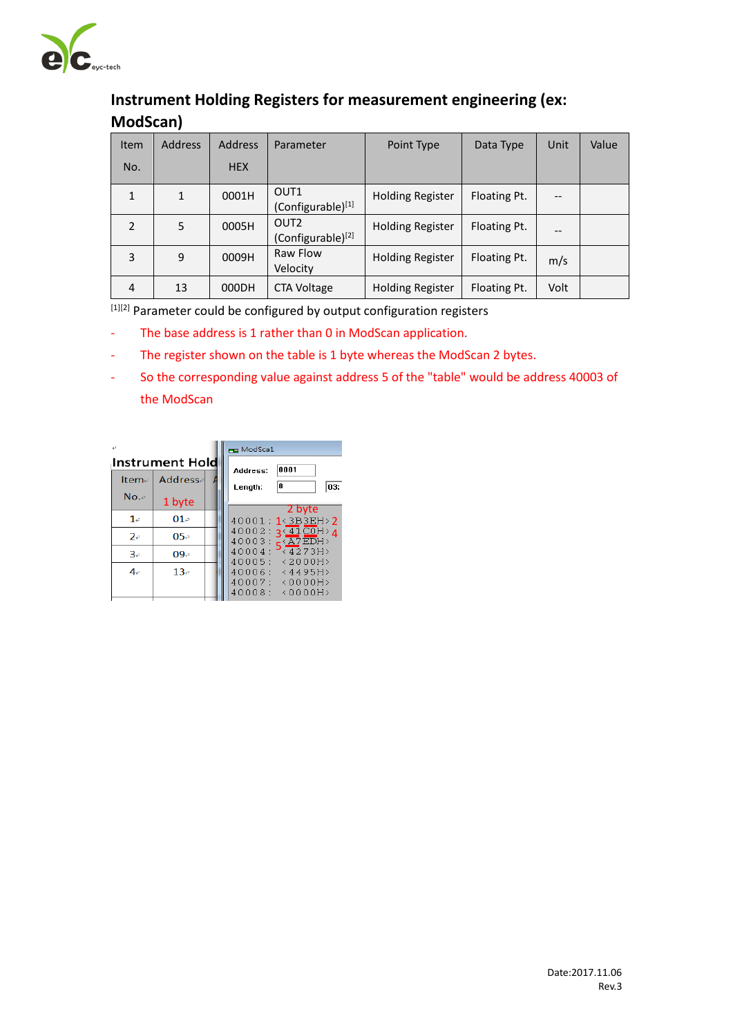## Instrument Holding Registers for measurement engineering (ex: ModScan)

| Item No. | Address | Address HEX | Parameter | Point Type | Data Type | Unit | Value |
|---|---|---|---|---|---|---|---|
| 1 | 1 | 0001H | OUT1 (Configurable)[1] | Holding Register | Floating Pt. | -- | |
| 2 | 5 | 0005H | OUT2 (Configurable)[2] | Holding Register | Floating Pt. | -- | |
| 3 | 9 | 0009H | Raw Flow Velocity | Holding Register | Floating Pt. | m/s | |
| 4 | 13 | 000DH | CTA Voltage | Holding Register | Floating Pt. | Volt | |

[1][2] Parameter could be configured by output configuration registers

- The base address is 1 rather than 0 in ModScan application.
- The register shown on the table is 1 byte whereas the ModScan 2 bytes.
- So the corresponding value against address 5 of the "table" would be address 40003 of the ModScan

Date:2017.11.06
Rev.3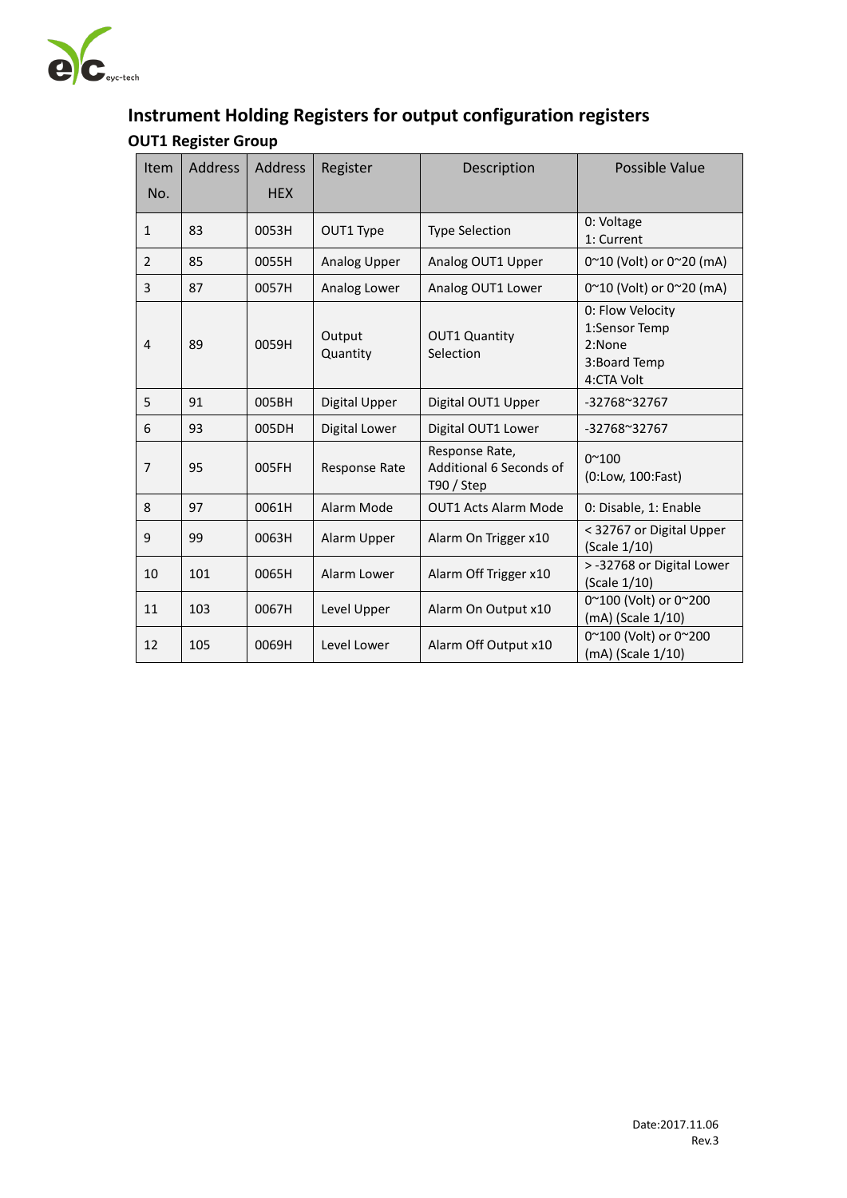## Instrument Holding Registers for output configuration registers

### OUT1 Register Group

| Item No. | Address | Address HEX | Register | Description | Possible Value |
|---|---|---|---|---|---|
| 1 | 83 | 0053H | OUT1 Type | Type Selection | 0: Voltage<br>1: Current |
| 2 | 85 | 0055H | Analog Upper | Analog OUT1 Upper | 0~10 (Volt) or 0~20 (mA) |
| 3 | 87 | 0057H | Analog Lower | Analog OUT1 Lower | 0~10 (Volt) or 0~20 (mA) |
| 4 | 89 | 0059H | Output Quantity | OUT1 Quantity Selection | 0: Flow Velocity<br>1:Sensor Temp<br>2:None<br>3:Board Temp<br>4:CTA Volt |
| 5 | 91 | 005BH | Digital Upper | Digital OUT1 Upper | -32768~32767 |
| 6 | 93 | 005DH | Digital Lower | Digital OUT1 Lower | -32768~32767 |
| 7 | 95 | 005FH | Response Rate | Response Rate, Additional 6 Seconds of T90 / Step | 0~100<br>(0:Low, 100:Fast) |
| 8 | 97 | 0061H | Alarm Mode | OUT1 Acts Alarm Mode | 0: Disable, 1: Enable |
| 9 | 99 | 0063H | Alarm Upper | Alarm On Trigger x10 | < 32767 or Digital Upper (Scale 1/10) |
| 10 | 101 | 0065H | Alarm Lower | Alarm Off Trigger x10 | > -32768 or Digital Lower (Scale 1/10) |
| 11 | 103 | 0067H | Level Upper | Alarm On Output x10 | 0~100 (Volt) or 0~200 (mA) (Scale 1/10) |
| 12 | 105 | 0069H | Level Lower | Alarm Off Output x10 | 0~100 (Volt) or 0~200 (mA) (Scale 1/10) |

Date:2017.11.06
Rev.3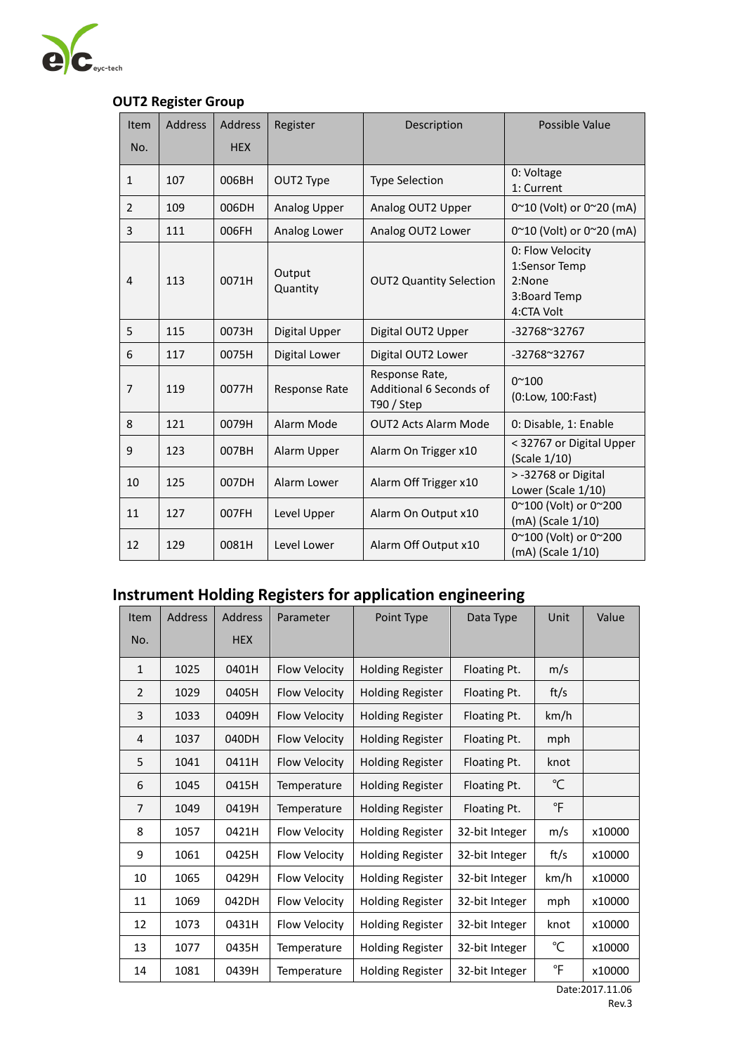### OUT2 Register Group

| Item No. | Address | Address HEX | Register | Description | Possible Value |
|---|---|---|---|---|---|
| 1 | 107 | 006BH | OUT2 Type | Type Selection | 0: Voltage<br>1: Current |
| 2 | 109 | 006DH | Analog Upper | Analog OUT2 Upper | 0~10 (Volt) or 0~20 (mA) |
| 3 | 111 | 006FH | Analog Lower | Analog OUT2 Lower | 0~10 (Volt) or 0~20 (mA) |
| 4 | 113 | 0071H | Output Quantity | OUT2 Quantity Selection | 0: Flow Velocity<br>1:Sensor Temp<br>2:None<br>3:Board Temp<br>4:CTA Volt |
| 5 | 115 | 0073H | Digital Upper | Digital OUT2 Upper | -32768~32767 |
| 6 | 117 | 0075H | Digital Lower | Digital OUT2 Lower | -32768~32767 |
| 7 | 119 | 0077H | Response Rate | Response Rate, Additional 6 Seconds of T90 / Step | 0~100<br>(0:Low, 100:Fast) |
| 8 | 121 | 0079H | Alarm Mode | OUT2 Acts Alarm Mode | 0: Disable, 1: Enable |
| 9 | 123 | 007BH | Alarm Upper | Alarm On Trigger x10 | < 32767 or Digital Upper (Scale 1/10) |
| 10 | 125 | 007DH | Alarm Lower | Alarm Off Trigger x10 | > -32768 or Digital Lower (Scale 1/10) |
| 11 | 127 | 007FH | Level Upper | Alarm On Output x10 | 0~100 (Volt) or 0~200 (mA) (Scale 1/10) |
| 12 | 129 | 0081H | Level Lower | Alarm Off Output x10 | 0~100 (Volt) or 0~200 (mA) (Scale 1/10) |

## Instrument Holding Registers for application engineering

| Item No. | Address | Address HEX | Parameter | Point Type | Data Type | Unit | Value |
|---|---|---|---|---|---|---|---|
| 1 | 1025 | 0401H | Flow Velocity | Holding Register | Floating Pt. | m/s | |
| 2 | 1029 | 0405H | Flow Velocity | Holding Register | Floating Pt. | ft/s | |
| 3 | 1033 | 0409H | Flow Velocity | Holding Register | Floating Pt. | km/h | |
| 4 | 1037 | 040DH | Flow Velocity | Holding Register | Floating Pt. | mph | |
| 5 | 1041 | 0411H | Flow Velocity | Holding Register | Floating Pt. | knot | |
| 6 | 1045 | 0415H | Temperature | Holding Register | Floating Pt. | ℃ | |
| 7 | 1049 | 0419H | Temperature | Holding Register | Floating Pt. | ℉ | |
| 8 | 1057 | 0421H | Flow Velocity | Holding Register | 32-bit Integer | m/s | x10000 |
| 9 | 1061 | 0425H | Flow Velocity | Holding Register | 32-bit Integer | ft/s | x10000 |
| 10 | 1065 | 0429H | Flow Velocity | Holding Register | 32-bit Integer | km/h | x10000 |
| 11 | 1069 | 042DH | Flow Velocity | Holding Register | 32-bit Integer | mph | x10000 |
| 12 | 1073 | 0431H | Flow Velocity | Holding Register | 32-bit Integer | knot | x10000 |
| 13 | 1077 | 0435H | Temperature | Holding Register | 32-bit Integer | ℃ | x10000 |
| 14 | 1081 | 0439H | Temperature | Holding Register | 32-bit Integer | ℉ | x10000 |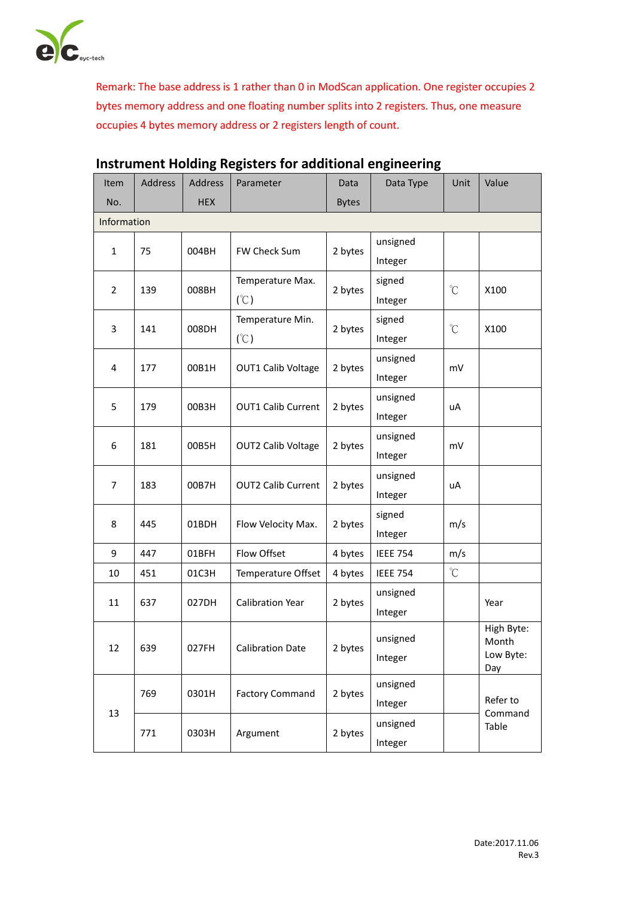Remark: The base address is 1 rather than 0 in ModScan application. One register occupies 2 bytes memory address and one floating number splits into 2 registers. Thus, one measure occupies 4 bytes memory address or 2 registers length of count.

## Instrument Holding Registers for additional engineering

| Item No. | Address | Address HEX | Parameter | Data Bytes | Data Type | Unit | Value |
|---|---|---|---|---|---|---|---|
| Information | | | | | | | |
| 1 | 75 | 004BH | FW Check Sum | 2 bytes | unsigned Integer | | |
| 2 | 139 | 008BH | Temperature Max. (℃) | 2 bytes | signed Integer | ℃ | X100 |
| 3 | 141 | 008DH | Temperature Min. (℃) | 2 bytes | signed Integer | ℃ | X100 |
| 4 | 177 | 00B1H | OUT1 Calib Voltage | 2 bytes | unsigned Integer | mV | |
| 5 | 179 | 00B3H | OUT1 Calib Current | 2 bytes | unsigned Integer | uA | |
| 6 | 181 | 00B5H | OUT2 Calib Voltage | 2 bytes | unsigned Integer | mV | |
| 7 | 183 | 00B7H | OUT2 Calib Current | 2 bytes | unsigned Integer | uA | |
| 8 | 445 | 01BDH | Flow Velocity Max. | 2 bytes | signed Integer | m/s | |
| 9 | 447 | 01BFH | Flow Offset | 4 bytes | IEEE 754 | m/s | |
| 10 | 451 | 01C3H | Temperature Offset | 4 bytes | IEEE 754 | ℃ | |
| 11 | 637 | 027DH | Calibration Year | 2 bytes | unsigned Integer | | Year |
| 12 | 639 | 027FH | Calibration Date | 2 bytes | unsigned Integer | | High Byte: Month Low Byte: Day |
| 13 | 769 | 0301H | Factory Command | 2 bytes | unsigned Integer | | Refer to Command Table |
| | 771 | 0303H | Argument | 2 bytes | unsigned Integer | | |

Date:2017.11.06
Rev.3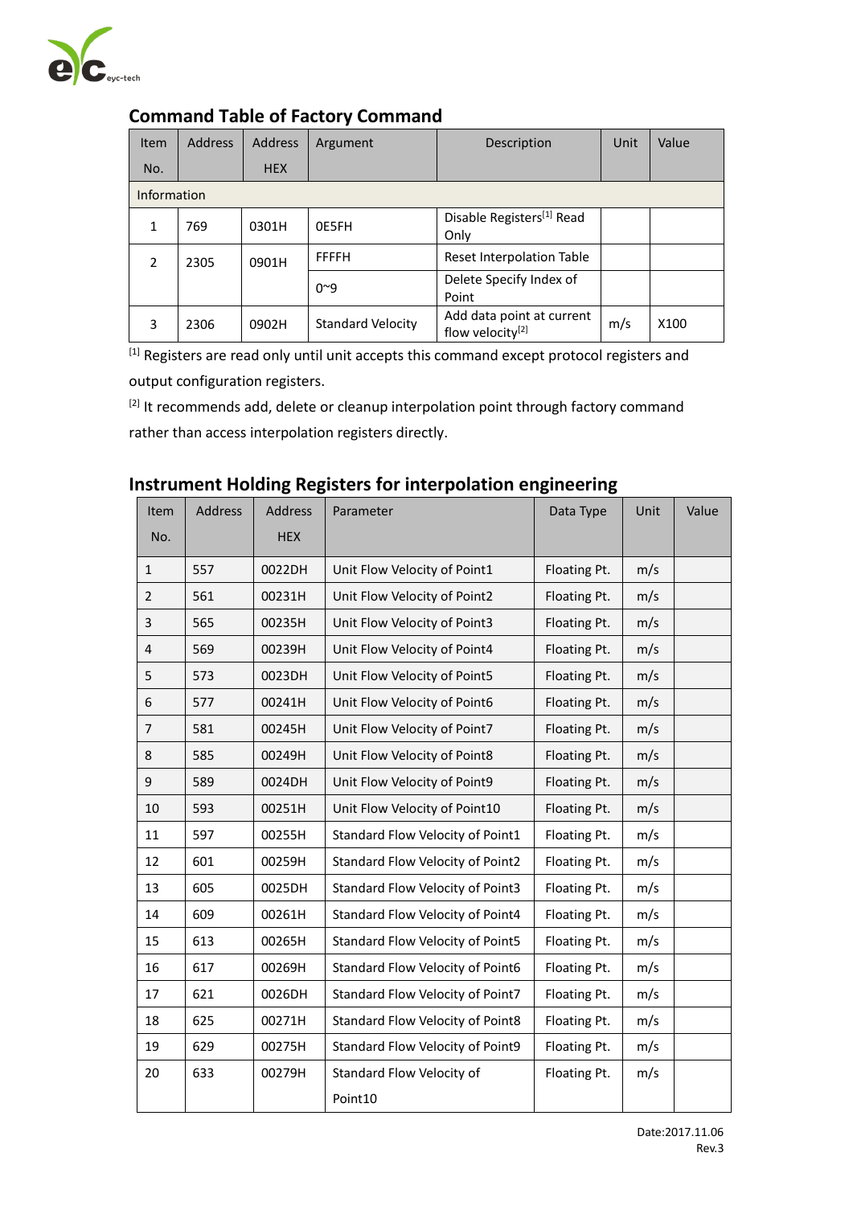## Command Table of Factory Command

| Item No. | Address | Address HEX | Argument | Description | Unit | Value |
|---|---|---|---|---|---|---|
| Information | | | | | | |
| 1 | 769 | 0301H | 0E5FH | Disable Registers[1] Read Only | | |
| 2 | 2305 | 0901H | FFFFH | Reset Interpolation Table | | |
| | | | 0~9 | Delete Specify Index of Point | | |
| 3 | 2306 | 0902H | Standard Velocity | Add data point at current flow velocity[2] | m/s | X100 |

[1] Registers are read only until unit accepts this command except protocol registers and output configuration registers.

[2] It recommends add, delete or cleanup interpolation point through factory command rather than access interpolation registers directly.

## Instrument Holding Registers for interpolation engineering

| Item No. | Address | Address HEX | Parameter | Data Type | Unit | Value |
|---|---|---|---|---|---|---|
| 1 | 557 | 0022DH | Unit Flow Velocity of Point1 | Floating Pt. | m/s | |
| 2 | 561 | 00231H | Unit Flow Velocity of Point2 | Floating Pt. | m/s | |
| 3 | 565 | 00235H | Unit Flow Velocity of Point3 | Floating Pt. | m/s | |
| 4 | 569 | 00239H | Unit Flow Velocity of Point4 | Floating Pt. | m/s | |
| 5 | 573 | 0023DH | Unit Flow Velocity of Point5 | Floating Pt. | m/s | |
| 6 | 577 | 00241H | Unit Flow Velocity of Point6 | Floating Pt. | m/s | |
| 7 | 581 | 00245H | Unit Flow Velocity of Point7 | Floating Pt. | m/s | |
| 8 | 585 | 00249H | Unit Flow Velocity of Point8 | Floating Pt. | m/s | |
| 9 | 589 | 0024DH | Unit Flow Velocity of Point9 | Floating Pt. | m/s | |
| 10 | 593 | 00251H | Unit Flow Velocity of Point10 | Floating Pt. | m/s | |
| 11 | 597 | 00255H | Standard Flow Velocity of Point1 | Floating Pt. | m/s | |
| 12 | 601 | 00259H | Standard Flow Velocity of Point2 | Floating Pt. | m/s | |
| 13 | 605 | 0025DH | Standard Flow Velocity of Point3 | Floating Pt. | m/s | |
| 14 | 609 | 00261H | Standard Flow Velocity of Point4 | Floating Pt. | m/s | |
| 15 | 613 | 00265H | Standard Flow Velocity of Point5 | Floating Pt. | m/s | |
| 16 | 617 | 00269H | Standard Flow Velocity of Point6 | Floating Pt. | m/s | |
| 17 | 621 | 0026DH | Standard Flow Velocity of Point7 | Floating Pt. | m/s | |
| 18 | 625 | 00271H | Standard Flow Velocity of Point8 | Floating Pt. | m/s | |
| 19 | 629 | 00275H | Standard Flow Velocity of Point9 | Floating Pt. | m/s | |
| 20 | 633 | 00279H | Standard Flow Velocity of Point10 | Floating Pt. | m/s | |

Date:2017.11.06
Rev.3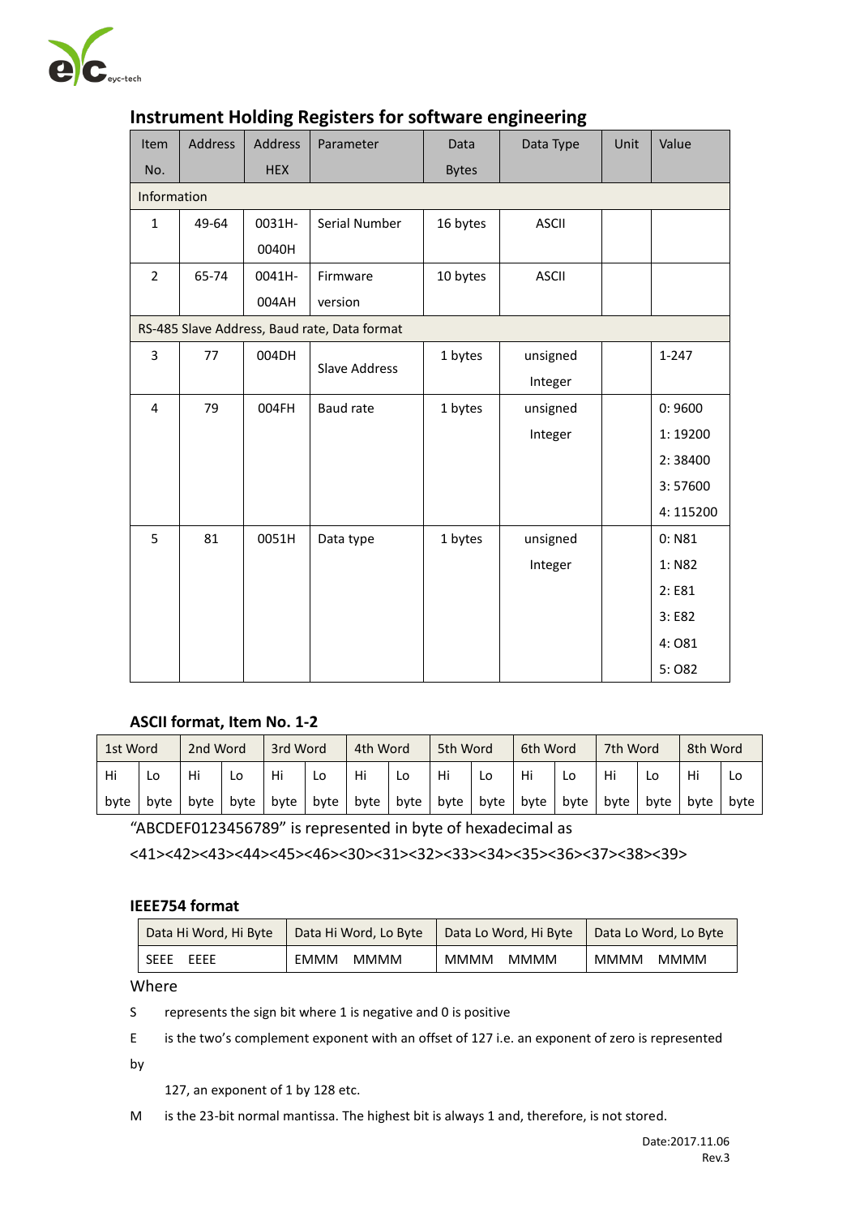## Instrument Holding Registers for software engineering

| Item No. | Address | Address HEX | Parameter | Data Bytes | Data Type | Unit | Value |
|---|---|---|---|---|---|---|---|
| Information | | | | | | | |
| 1 | 49-64 | 0031H-0040H | Serial Number | 16 bytes | ASCII | | |
| 2 | 65-74 | 0041H-004AH | Firmware version | 10 bytes | ASCII | | |
| RS-485 Slave Address, Baud rate, Data format | | | | | | | |
| 3 | 77 | 004DH | Slave Address | 1 bytes | unsigned Integer | | 1-247 |
| 4 | 79 | 004FH | Baud rate | 1 bytes | unsigned Integer | | 0: 9600<br>1: 19200<br>2: 38400<br>3: 57600<br>4: 115200 |
| 5 | 81 | 0051H | Data type | 1 bytes | unsigned Integer | | 0: N81<br>1: N82<br>2: E81<br>3: E82<br>4: O81<br>5: O82 |

### ASCII format, Item No. 1-2

| 1st Word | | 2nd Word | | 3rd Word | | 4th Word | | 5th Word | | 6th Word | | 7th Word | | 8th Word | |
|---|---|---|---|---|---|---|---|---|---|---|---|---|---|---|---|
| Hi byte | Lo byte | Hi byte | Lo byte | Hi byte | Lo byte | Hi byte | Lo byte | Hi byte | Lo byte | Hi byte | Lo byte | Hi byte | Lo byte | Hi byte | Lo byte |

"ABCDEF0123456789" is represented in byte of hexadecimal as
<41><42><43><44><45><46><30><31><32><33><34><35><36><37><38><39>

### IEEE754 format

| Data Hi Word, Hi Byte | Data Hi Word, Lo Byte | Data Lo Word, Hi Byte | Data Lo Word, Lo Byte |
|---|---|---|---|
| SEEE EEEE | EMMM MMMM | MMMM MMMM | MMMM MMMM |

Where

S represents the sign bit where 1 is negative and 0 is positive

E is the two's complement exponent with an offset of 127 i.e. an exponent of zero is represented by 127, an exponent of 1 by 128 etc.

M is the 23-bit normal mantissa. The highest bit is always 1 and, therefore, is not stored.

Date:2017.11.06
Rev.3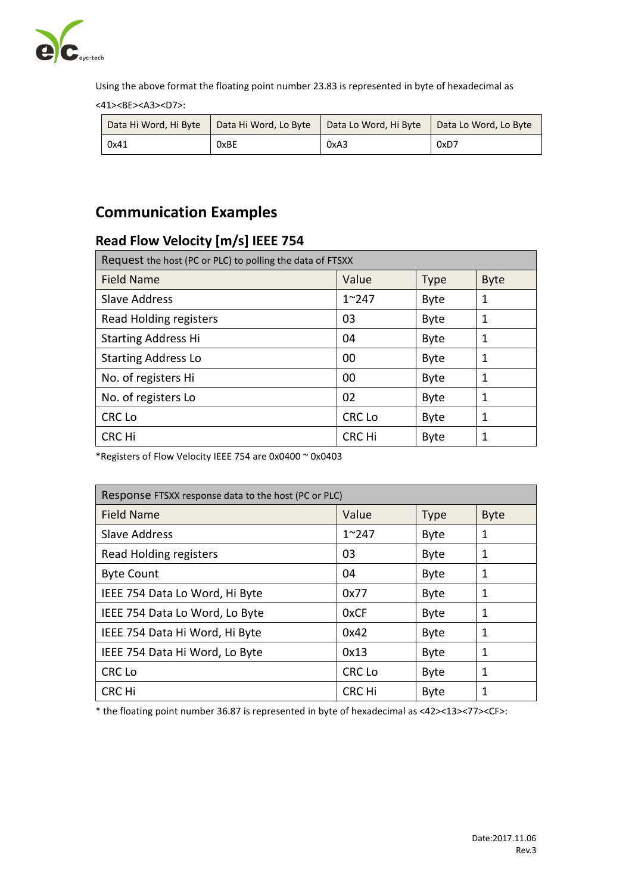Using the above format the floating point number 23.83 is represented in byte of hexadecimal as <41><BE><A3><D7>:

| Data Hi Word, Hi Byte | Data Hi Word, Lo Byte | Data Lo Word, Hi Byte | Data Lo Word, Lo Byte |
|---|---|---|---|
| 0x41 | 0xBE | 0xA3 | 0xD7 |

## Communication Examples

### Read Flow Velocity [m/s] IEEE 754

| Request the host (PC or PLC) to polling the data of FTSXX | | | |
|---|---|---|---|
| Field Name | Value | Type | Byte |
| Slave Address | 1~247 | Byte | 1 |
| Read Holding registers | 03 | Byte | 1 |
| Starting Address Hi | 04 | Byte | 1 |
| Starting Address Lo | 00 | Byte | 1 |
| No. of registers Hi | 00 | Byte | 1 |
| No. of registers Lo | 02 | Byte | 1 |
| CRC Lo | CRC Lo | Byte | 1 |
| CRC Hi | CRC Hi | Byte | 1 |

*Registers of Flow Velocity IEEE 754 are 0x0400 ~ 0x0403

| Response FTSXX response data to the host (PC or PLC) | | | |
|---|---|---|---|
| Field Name | Value | Type | Byte |
| Slave Address | 1~247 | Byte | 1 |
| Read Holding registers | 03 | Byte | 1 |
| Byte Count | 04 | Byte | 1 |
| IEEE 754 Data Lo Word, Hi Byte | 0x77 | Byte | 1 |
| IEEE 754 Data Lo Word, Lo Byte | 0xCF | Byte | 1 |
| IEEE 754 Data Hi Word, Hi Byte | 0x42 | Byte | 1 |
| IEEE 754 Data Hi Word, Lo Byte | 0x13 | Byte | 1 |
| CRC Lo | CRC Lo | Byte | 1 |
| CRC Hi | CRC Hi | Byte | 1 |

* the floating point number 36.87 is represented in byte of hexadecimal as <42><13><77><CF>: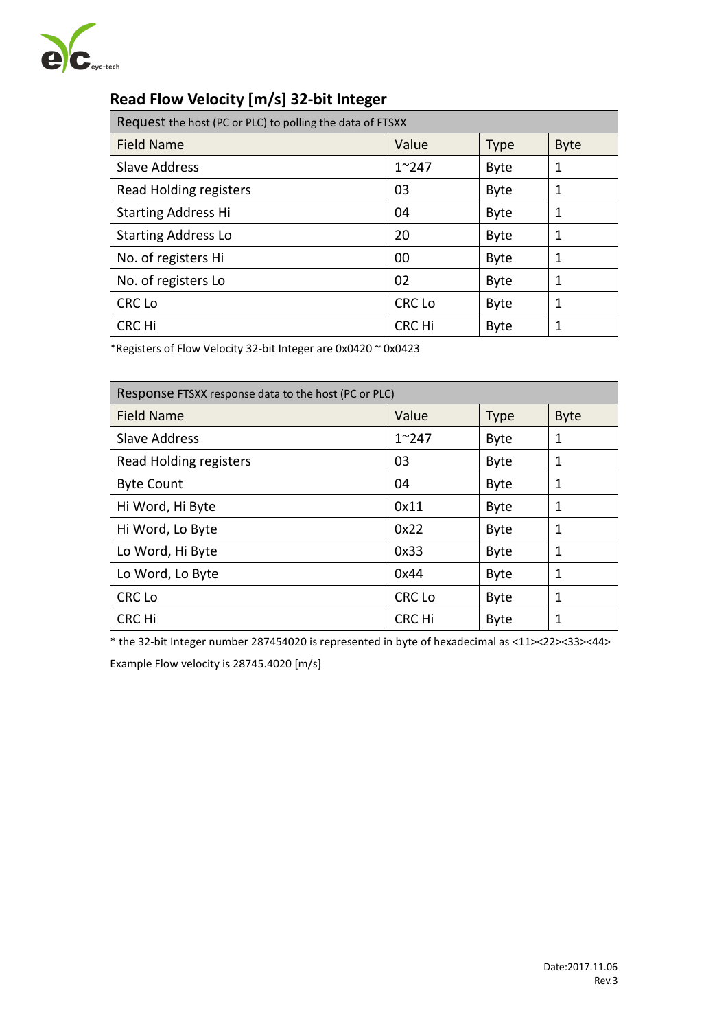## Read Flow Velocity [m/s] 32-bit Integer

| Request the host (PC or PLC) to polling the data of FTSXX | | | |
|---|---|---|---|
| Field Name | Value | Type | Byte |
| Slave Address | 1~247 | Byte | 1 |
| Read Holding registers | 03 | Byte | 1 |
| Starting Address Hi | 04 | Byte | 1 |
| Starting Address Lo | 20 | Byte | 1 |
| No. of registers Hi | 00 | Byte | 1 |
| No. of registers Lo | 02 | Byte | 1 |
| CRC Lo | CRC Lo | Byte | 1 |
| CRC Hi | CRC Hi | Byte | 1 |

*Registers of Flow Velocity 32-bit Integer are 0x0420 ~ 0x0423

| Response FTSXX response data to the host (PC or PLC) | | | |
|---|---|---|---|
| Field Name | Value | Type | Byte |
| Slave Address | 1~247 | Byte | 1 |
| Read Holding registers | 03 | Byte | 1 |
| Byte Count | 04 | Byte | 1 |
| Hi Word, Hi Byte | 0x11 | Byte | 1 |
| Hi Word, Lo Byte | 0x22 | Byte | 1 |
| Lo Word, Hi Byte | 0x33 | Byte | 1 |
| Lo Word, Lo Byte | 0x44 | Byte | 1 |
| CRC Lo | CRC Lo | Byte | 1 |
| CRC Hi | CRC Hi | Byte | 1 |

* the 32-bit Integer number 287454020 is represented in byte of hexadecimal as <11><22><33><44>

Example Flow velocity is 28745.4020 [m/s]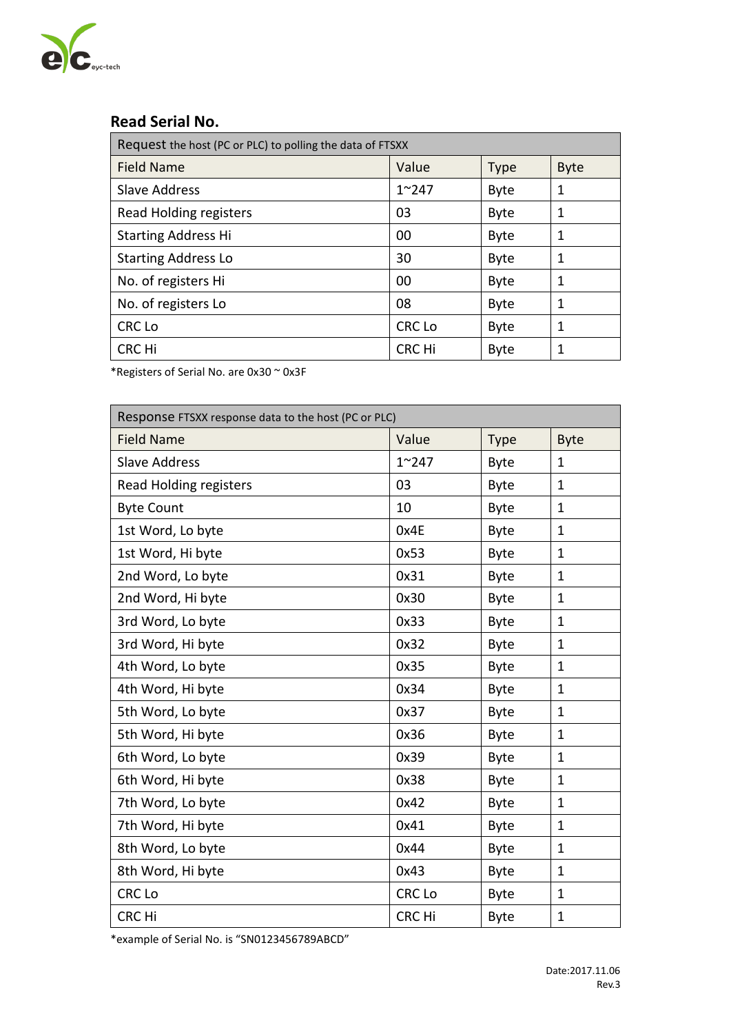## Read Serial No.

| Request the host (PC or PLC) to polling the data of FTSXX | | | |
|---|---|---|---|
| Field Name | Value | Type | Byte |
| Slave Address | 1~247 | Byte | 1 |
| Read Holding registers | 03 | Byte | 1 |
| Starting Address Hi | 00 | Byte | 1 |
| Starting Address Lo | 30 | Byte | 1 |
| No. of registers Hi | 00 | Byte | 1 |
| No. of registers Lo | 08 | Byte | 1 |
| CRC Lo | CRC Lo | Byte | 1 |
| CRC Hi | CRC Hi | Byte | 1 |

*Registers of Serial No. are 0x30 ~ 0x3F

| Response FTSXX response data to the host (PC or PLC) | | | |
|---|---|---|---|
| Field Name | Value | Type | Byte |
| Slave Address | 1~247 | Byte | 1 |
| Read Holding registers | 03 | Byte | 1 |
| Byte Count | 10 | Byte | 1 |
| 1st Word, Lo byte | 0x4E | Byte | 1 |
| 1st Word, Hi byte | 0x53 | Byte | 1 |
| 2nd Word, Lo byte | 0x31 | Byte | 1 |
| 2nd Word, Hi byte | 0x30 | Byte | 1 |
| 3rd Word, Lo byte | 0x33 | Byte | 1 |
| 3rd Word, Hi byte | 0x32 | Byte | 1 |
| 4th Word, Lo byte | 0x35 | Byte | 1 |
| 4th Word, Hi byte | 0x34 | Byte | 1 |
| 5th Word, Lo byte | 0x37 | Byte | 1 |
| 5th Word, Hi byte | 0x36 | Byte | 1 |
| 6th Word, Lo byte | 0x39 | Byte | 1 |
| 6th Word, Hi byte | 0x38 | Byte | 1 |
| 7th Word, Lo byte | 0x42 | Byte | 1 |
| 7th Word, Hi byte | 0x41 | Byte | 1 |
| 8th Word, Lo byte | 0x44 | Byte | 1 |
| 8th Word, Hi byte | 0x43 | Byte | 1 |
| CRC Lo | CRC Lo | Byte | 1 |
| CRC Hi | CRC Hi | Byte | 1 |

*example of Serial No. is "SN0123456789ABCD"

Date:2017.11.06
Rev.3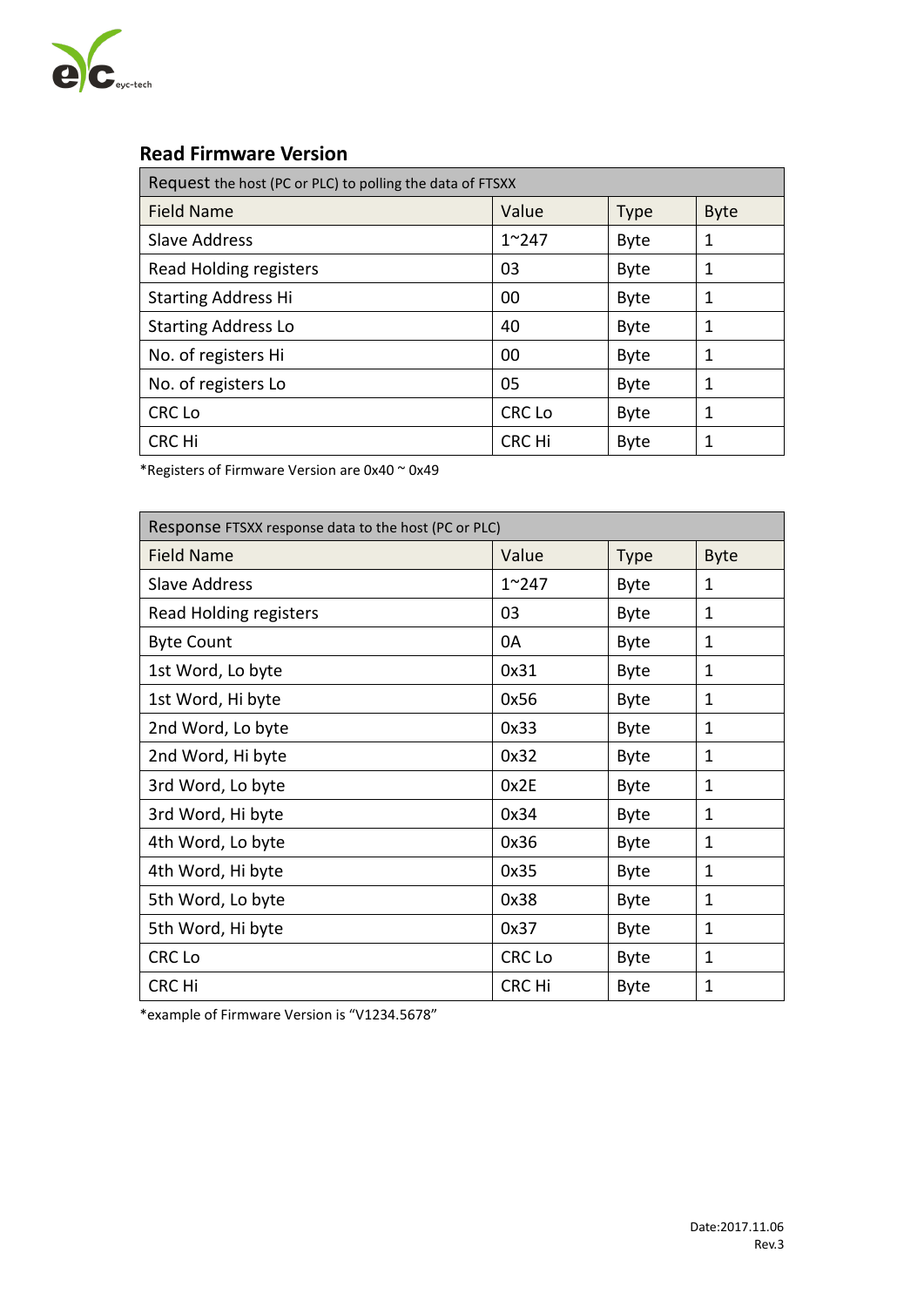## Read Firmware Version

| Request the host (PC or PLC) to polling the data of FTSXX | | | |
|---|---|---|---|
| Field Name | Value | Type | Byte |
| Slave Address | 1~247 | Byte | 1 |
| Read Holding registers | 03 | Byte | 1 |
| Starting Address Hi | 00 | Byte | 1 |
| Starting Address Lo | 40 | Byte | 1 |
| No. of registers Hi | 00 | Byte | 1 |
| No. of registers Lo | 05 | Byte | 1 |
| CRC Lo | CRC Lo | Byte | 1 |
| CRC Hi | CRC Hi | Byte | 1 |

*Registers of Firmware Version are 0x40 ~ 0x49

| Response FTSXX response data to the host (PC or PLC) | | | |
|---|---|---|---|
| Field Name | Value | Type | Byte |
| Slave Address | 1~247 | Byte | 1 |
| Read Holding registers | 03 | Byte | 1 |
| Byte Count | 0A | Byte | 1 |
| 1st Word, Lo byte | 0x31 | Byte | 1 |
| 1st Word, Hi byte | 0x56 | Byte | 1 |
| 2nd Word, Lo byte | 0x33 | Byte | 1 |
| 2nd Word, Hi byte | 0x32 | Byte | 1 |
| 3rd Word, Lo byte | 0x2E | Byte | 1 |
| 3rd Word, Hi byte | 0x34 | Byte | 1 |
| 4th Word, Lo byte | 0x36 | Byte | 1 |
| 4th Word, Hi byte | 0x35 | Byte | 1 |
| 5th Word, Lo byte | 0x38 | Byte | 1 |
| 5th Word, Hi byte | 0x37 | Byte | 1 |
| CRC Lo | CRC Lo | Byte | 1 |
| CRC Hi | CRC Hi | Byte | 1 |

*example of Firmware Version is "V1234.5678"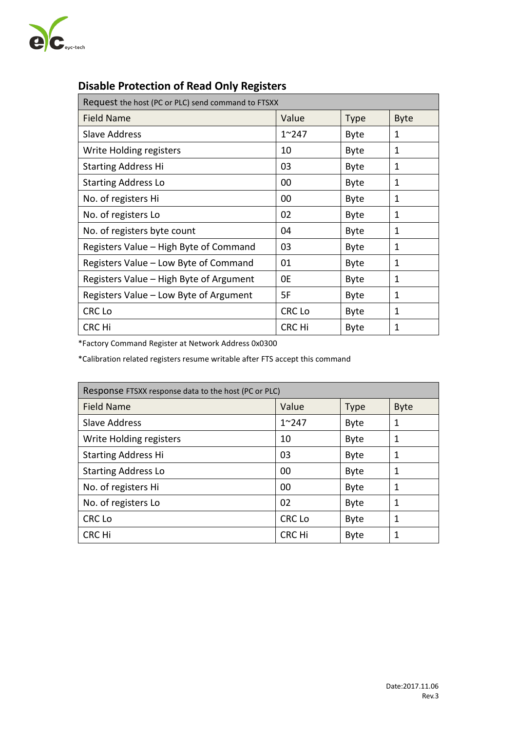## Disable Protection of Read Only Registers

| Request the host (PC or PLC) send command to FTSXX | | | |
|---|---|---|---|
| Field Name | Value | Type | Byte |
| Slave Address | 1~247 | Byte | 1 |
| Write Holding registers | 10 | Byte | 1 |
| Starting Address Hi | 03 | Byte | 1 |
| Starting Address Lo | 00 | Byte | 1 |
| No. of registers Hi | 00 | Byte | 1 |
| No. of registers Lo | 02 | Byte | 1 |
| No. of registers byte count | 04 | Byte | 1 |
| Registers Value – High Byte of Command | 03 | Byte | 1 |
| Registers Value – Low Byte of Command | 01 | Byte | 1 |
| Registers Value – High Byte of Argument | 0E | Byte | 1 |
| Registers Value – Low Byte of Argument | 5F | Byte | 1 |
| CRC Lo | CRC Lo | Byte | 1 |
| CRC Hi | CRC Hi | Byte | 1 |

*Factory Command Register at Network Address 0x0300

*Calibration related registers resume writable after FTS accept this command

| Response FTSXX response data to the host (PC or PLC) | | | |
|---|---|---|---|
| Field Name | Value | Type | Byte |
| Slave Address | 1~247 | Byte | 1 |
| Write Holding registers | 10 | Byte | 1 |
| Starting Address Hi | 03 | Byte | 1 |
| Starting Address Lo | 00 | Byte | 1 |
| No. of registers Hi | 00 | Byte | 1 |
| No. of registers Lo | 02 | Byte | 1 |
| CRC Lo | CRC Lo | Byte | 1 |
| CRC Hi | CRC Hi | Byte | 1 |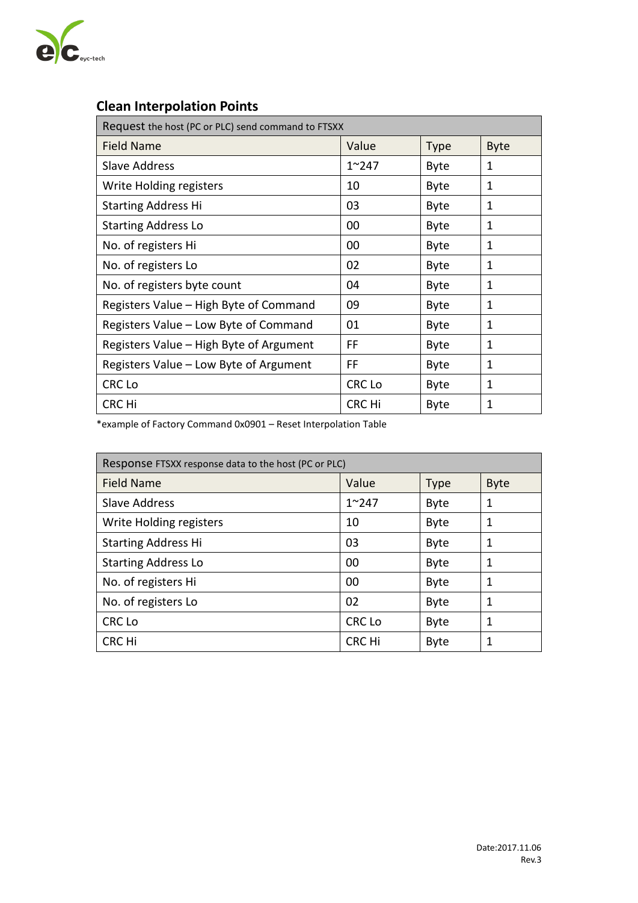## Clean Interpolation Points

| Request the host (PC or PLC) send command to FTSXX | | | |
|---|---|---|---|
| Field Name | Value | Type | Byte |
| Slave Address | 1~247 | Byte | 1 |
| Write Holding registers | 10 | Byte | 1 |
| Starting Address Hi | 03 | Byte | 1 |
| Starting Address Lo | 00 | Byte | 1 |
| No. of registers Hi | 00 | Byte | 1 |
| No. of registers Lo | 02 | Byte | 1 |
| No. of registers byte count | 04 | Byte | 1 |
| Registers Value – High Byte of Command | 09 | Byte | 1 |
| Registers Value – Low Byte of Command | 01 | Byte | 1 |
| Registers Value – High Byte of Argument | FF | Byte | 1 |
| Registers Value – Low Byte of Argument | FF | Byte | 1 |
| CRC Lo | CRC Lo | Byte | 1 |
| CRC Hi | CRC Hi | Byte | 1 |

*example of Factory Command 0x0901 – Reset Interpolation Table

| Response FTSXX response data to the host (PC or PLC) | | | |
|---|---|---|---|
| Field Name | Value | Type | Byte |
| Slave Address | 1~247 | Byte | 1 |
| Write Holding registers | 10 | Byte | 1 |
| Starting Address Hi | 03 | Byte | 1 |
| Starting Address Lo | 00 | Byte | 1 |
| No. of registers Hi | 00 | Byte | 1 |
| No. of registers Lo | 02 | Byte | 1 |
| CRC Lo | CRC Lo | Byte | 1 |
| CRC Hi | CRC Hi | Byte | 1 |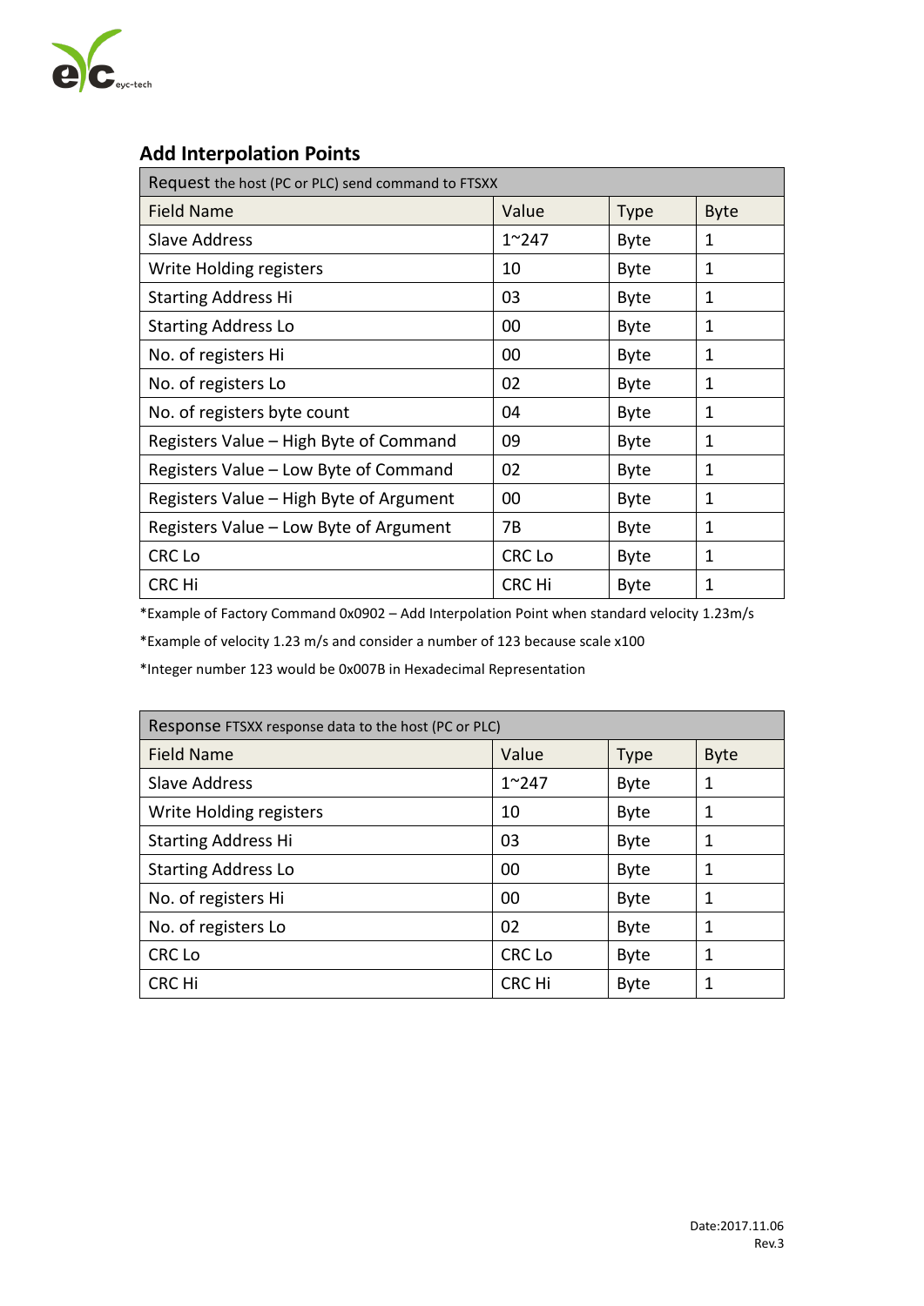## Add Interpolation Points

| Request the host (PC or PLC) send command to FTSXX | | | |
|---|---|---|---|
| Field Name | Value | Type | Byte |
| Slave Address | 1~247 | Byte | 1 |
| Write Holding registers | 10 | Byte | 1 |
| Starting Address Hi | 03 | Byte | 1 |
| Starting Address Lo | 00 | Byte | 1 |
| No. of registers Hi | 00 | Byte | 1 |
| No. of registers Lo | 02 | Byte | 1 |
| No. of registers byte count | 04 | Byte | 1 |
| Registers Value – High Byte of Command | 09 | Byte | 1 |
| Registers Value – Low Byte of Command | 02 | Byte | 1 |
| Registers Value – High Byte of Argument | 00 | Byte | 1 |
| Registers Value – Low Byte of Argument | 7B | Byte | 1 |
| CRC Lo | CRC Lo | Byte | 1 |
| CRC Hi | CRC Hi | Byte | 1 |

*Example of Factory Command 0x0902 – Add Interpolation Point when standard velocity 1.23m/s

*Example of velocity 1.23 m/s and consider a number of 123 because scale x100

*Integer number 123 would be 0x007B in Hexadecimal Representation

| Response FTSXX response data to the host (PC or PLC) | | | |
|---|---|---|---|
| Field Name | Value | Type | Byte |
| Slave Address | 1~247 | Byte | 1 |
| Write Holding registers | 10 | Byte | 1 |
| Starting Address Hi | 03 | Byte | 1 |
| Starting Address Lo | 00 | Byte | 1 |
| No. of registers Hi | 00 | Byte | 1 |
| No. of registers Lo | 02 | Byte | 1 |
| CRC Lo | CRC Lo | Byte | 1 |
| CRC Hi | CRC Hi | Byte | 1 |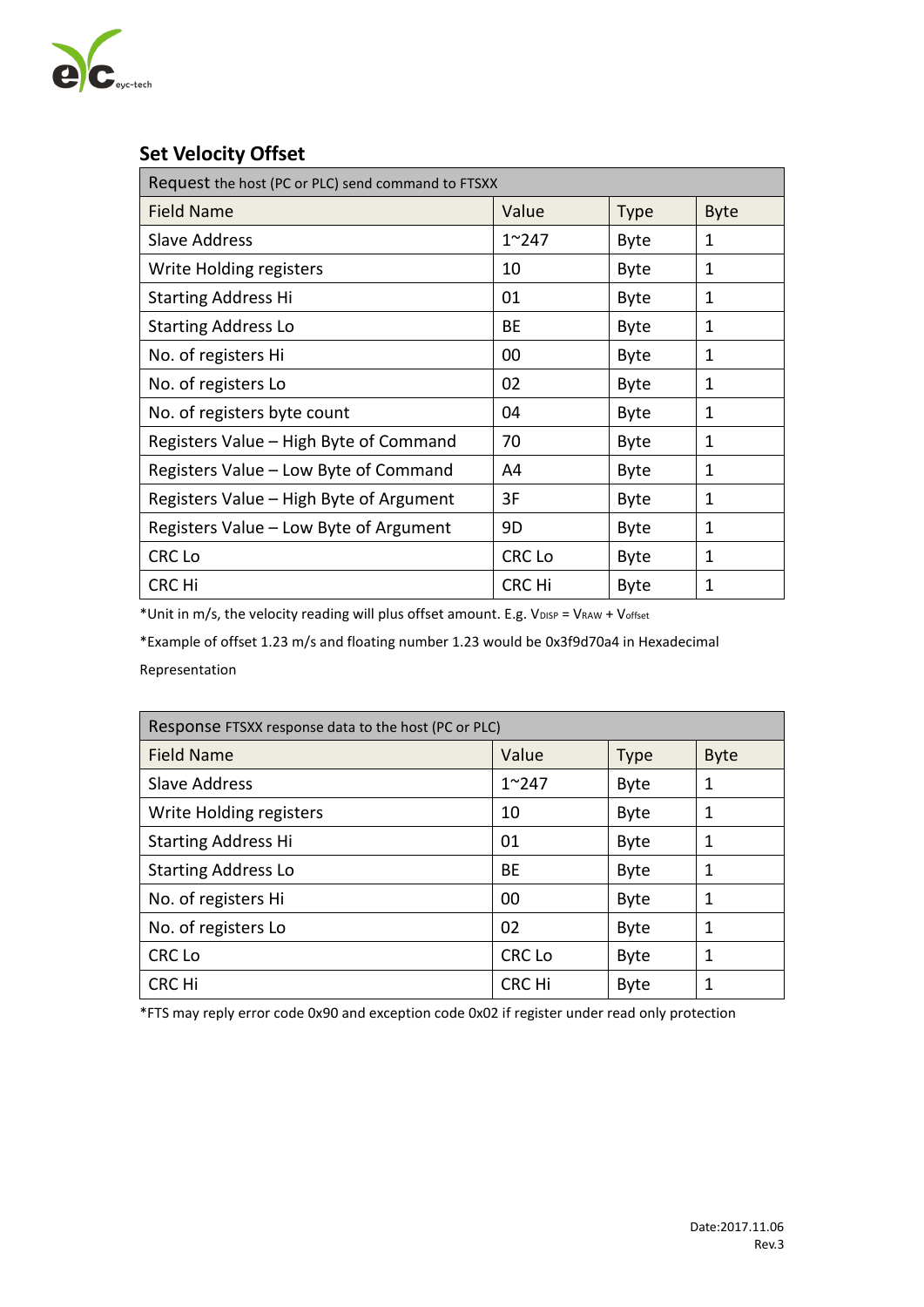## Set Velocity Offset

| Request the host (PC or PLC) send command to FTSXX | | | |
|---|---|---|---|
| Field Name | Value | Type | Byte |
| Slave Address | 1~247 | Byte | 1 |
| Write Holding registers | 10 | Byte | 1 |
| Starting Address Hi | 01 | Byte | 1 |
| Starting Address Lo | BE | Byte | 1 |
| No. of registers Hi | 00 | Byte | 1 |
| No. of registers Lo | 02 | Byte | 1 |
| No. of registers byte count | 04 | Byte | 1 |
| Registers Value – High Byte of Command | 70 | Byte | 1 |
| Registers Value – Low Byte of Command | A4 | Byte | 1 |
| Registers Value – High Byte of Argument | 3F | Byte | 1 |
| Registers Value – Low Byte of Argument | 9D | Byte | 1 |
| CRC Lo | CRC Lo | Byte | 1 |
| CRC Hi | CRC Hi | Byte | 1 |

*Unit in m/s, the velocity reading will plus offset amount. E.g. $V_{DISP} = V_{RAW} + V_{offset}$

*Example of offset 1.23 m/s and floating number 1.23 would be 0x3f9d70a4 in Hexadecimal Representation

| Response FTSXX response data to the host (PC or PLC) | | | |
|---|---|---|---|
| Field Name | Value | Type | Byte |
| Slave Address | 1~247 | Byte | 1 |
| Write Holding registers | 10 | Byte | 1 |
| Starting Address Hi | 01 | Byte | 1 |
| Starting Address Lo | BE | Byte | 1 |
| No. of registers Hi | 00 | Byte | 1 |
| No. of registers Lo | 02 | Byte | 1 |
| CRC Lo | CRC Lo | Byte | 1 |
| CRC Hi | CRC Hi | Byte | 1 |

*FTS may reply error code 0x90 and exception code 0x02 if register under read only protection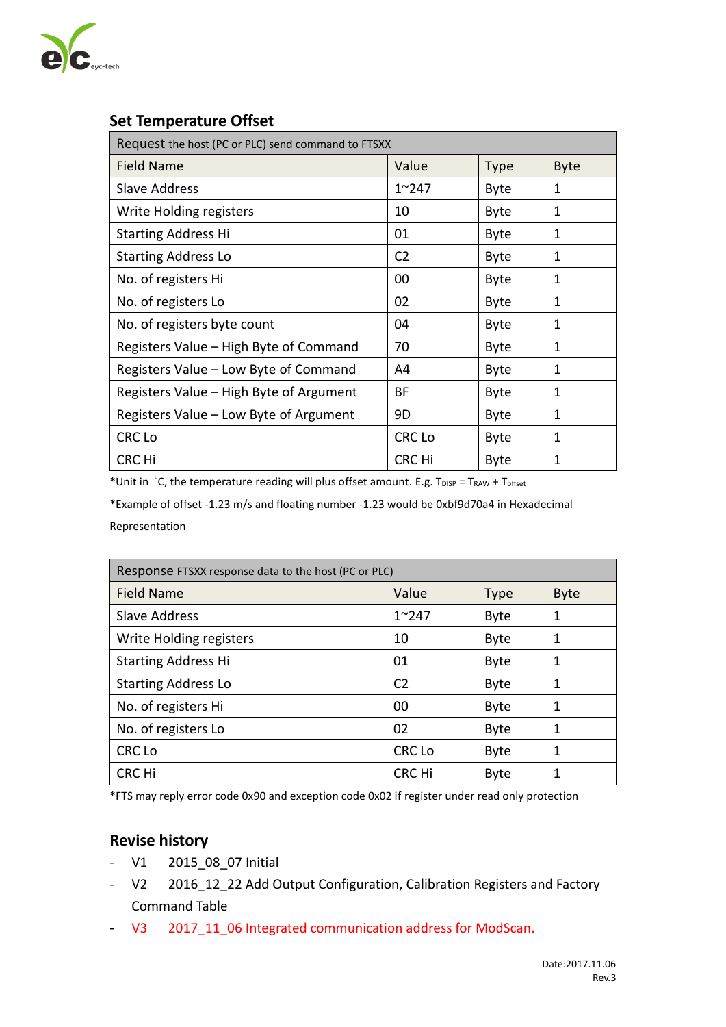## Set Temperature Offset

| Request the host (PC or PLC) send command to FTSXX | | | |
|---|---|---|---|
| Field Name | Value | Type | Byte |
| Slave Address | 1~247 | Byte | 1 |
| Write Holding registers | 10 | Byte | 1 |
| Starting Address Hi | 01 | Byte | 1 |
| Starting Address Lo | C2 | Byte | 1 |
| No. of registers Hi | 00 | Byte | 1 |
| No. of registers Lo | 02 | Byte | 1 |
| No. of registers byte count | 04 | Byte | 1 |
| Registers Value – High Byte of Command | 70 | Byte | 1 |
| Registers Value – Low Byte of Command | A4 | Byte | 1 |
| Registers Value – High Byte of Argument | BF | Byte | 1 |
| Registers Value – Low Byte of Argument | 9D | Byte | 1 |
| CRC Lo | CRC Lo | Byte | 1 |
| CRC Hi | CRC Hi | Byte | 1 |

*Unit in ℃, the temperature reading will plus offset amount. E.g. $T_{DISP} = T_{RAW} + T_{offset}$

*Example of offset -1.23 m/s and floating number -1.23 would be 0xbf9d70a4 in Hexadecimal Representation

| Response FTSXX response data to the host (PC or PLC) | | | |
|---|---|---|---|
| Field Name | Value | Type | Byte |
| Slave Address | 1~247 | Byte | 1 |
| Write Holding registers | 10 | Byte | 1 |
| Starting Address Hi | 01 | Byte | 1 |
| Starting Address Lo | C2 | Byte | 1 |
| No. of registers Hi | 00 | Byte | 1 |
| No. of registers Lo | 02 | Byte | 1 |
| CRC Lo | CRC Lo | Byte | 1 |
| CRC Hi | CRC Hi | Byte | 1 |

*FTS may reply error code 0x90 and exception code 0x02 if register under read only protection

## Revise history

- V1 2015_08_07 Initial
- V2 2016_12_22 Add Output Configuration, Calibration Registers and Factory Command Table
- V3 2017_11_06 Integrated communication address for ModScan.

Date:2017.11.06
Rev.3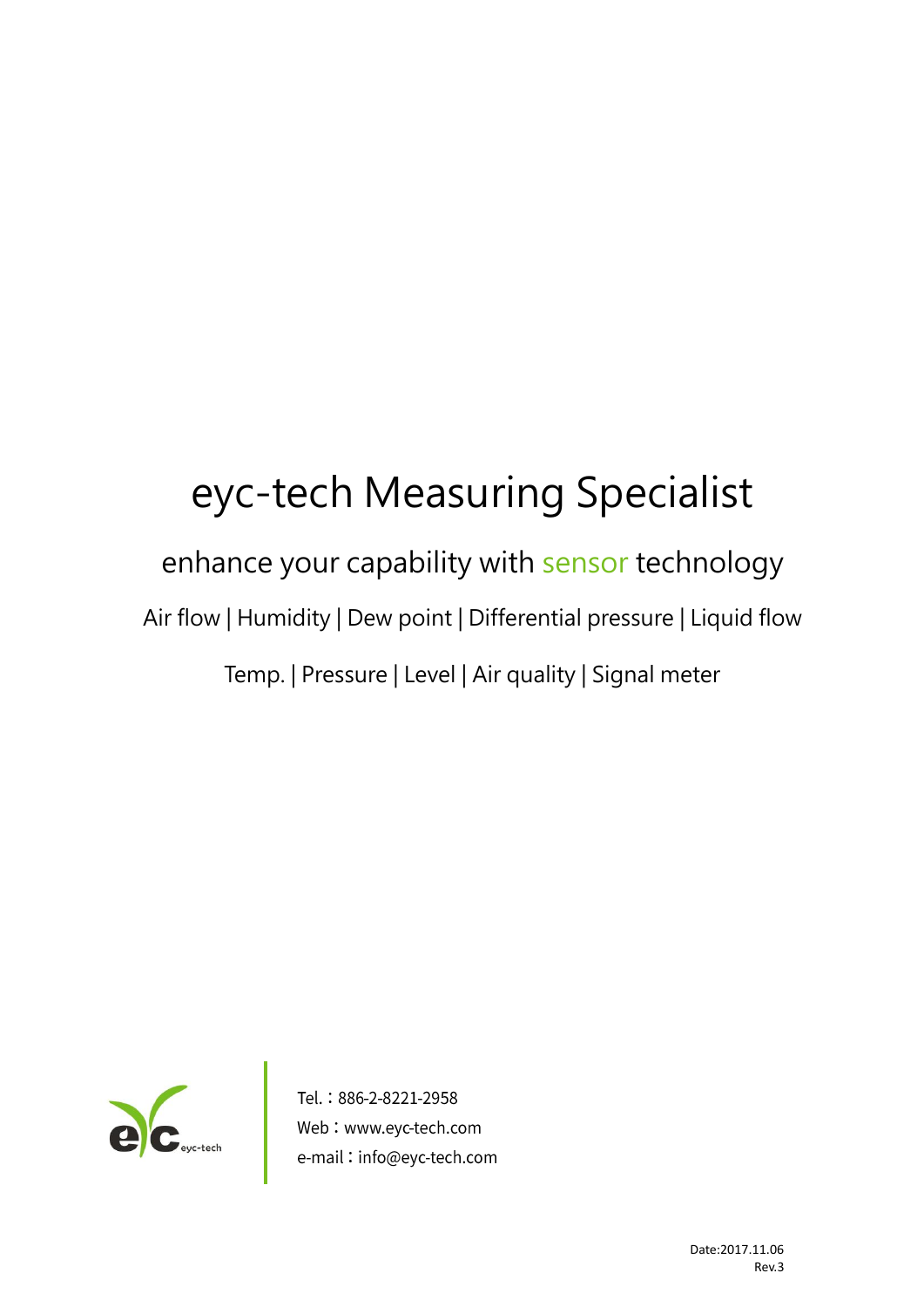# eyc-tech Measuring Specialist

## enhance your capability with sensor technology

Air flow | Humidity | Dew point | Differential pressure | Liquid flow

Temp. | Pressure | Level | Air quality | Signal meter

eyc-tech

Tel.：886-2-8221-2958

Web：www.eyc-tech.com

e-mail：info@eyc-tech.com

Date:2017.11.06

Rev.3